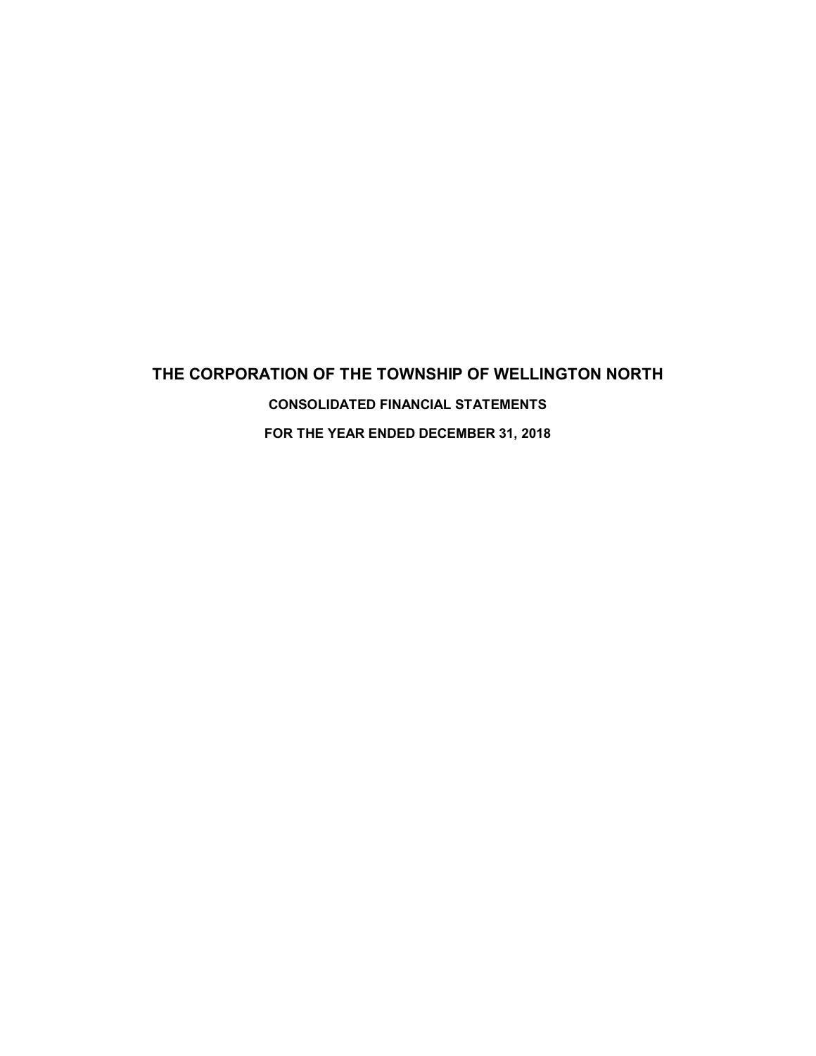# THE CORPORATION OF THE TOWNSHIP OF WELLINGTON NORTH

## CONSOLIDATED FINANCIAL STATEMENTS

## FOR THE YEAR ENDED DECEMBER 31, 2018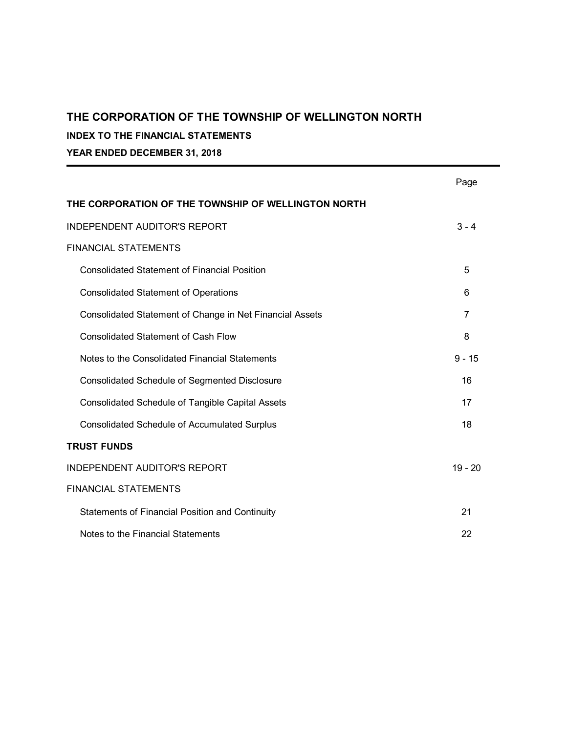# THE CORPORATION OF THE TOWNSHIP OF WELLINGTON NORTH

## INDEX TO THE FINANCIAL STATEMENTS

## YEAR ENDED DECEMBER 31, 2018

| | Page |
|---|---|
| **THE CORPORATION OF THE TOWNSHIP OF WELLINGTON NORTH** | |
| INDEPENDENT AUDITOR'S REPORT | 3 - 4 |
| FINANCIAL STATEMENTS | |
| Consolidated Statement of Financial Position | 5 |
| Consolidated Statement of Operations | 6 |
| Consolidated Statement of Change in Net Financial Assets | 7 |
| Consolidated Statement of Cash Flow | 8 |
| Notes to the Consolidated Financial Statements | 9 - 15 |
| Consolidated Schedule of Segmented Disclosure | 16 |
| Consolidated Schedule of Tangible Capital Assets | 17 |
| Consolidated Schedule of Accumulated Surplus | 18 |
| **TRUST FUNDS** | |
| INDEPENDENT AUDITOR'S REPORT | 19 - 20 |
| FINANCIAL STATEMENTS | |
| Statements of Financial Position and Continuity | 21 |
| Notes to the Financial Statements | 22 |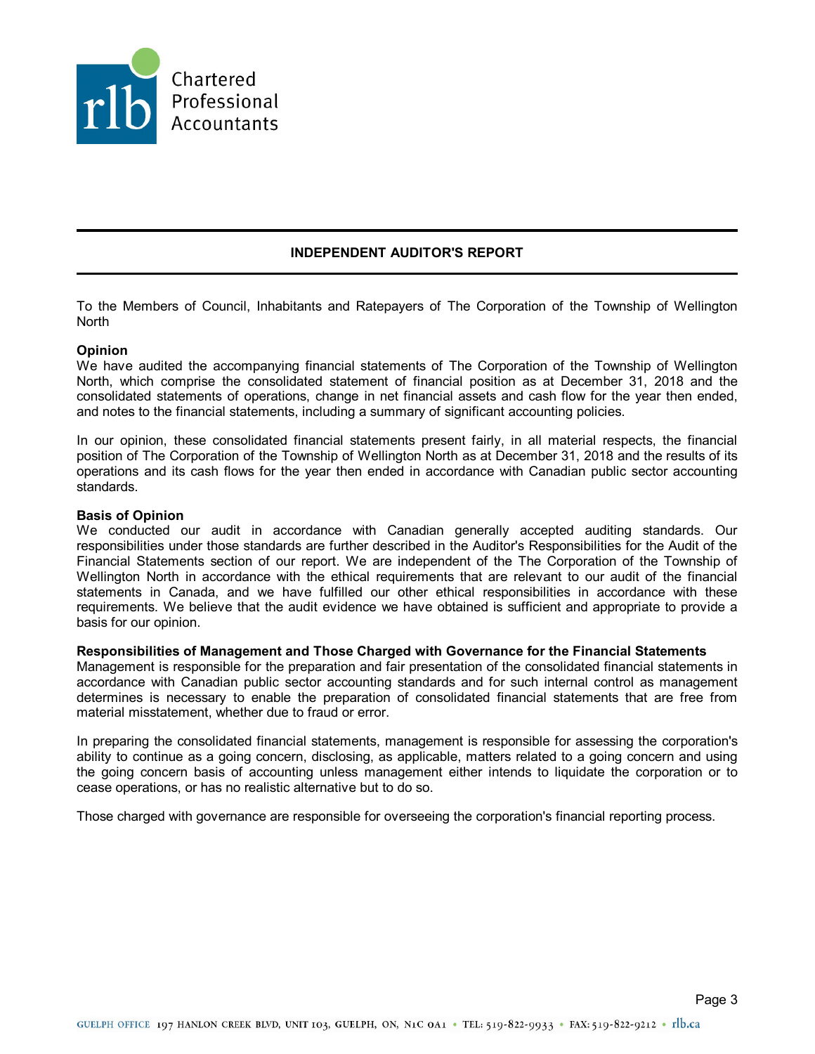Chartered Professional Accountants

# INDEPENDENT AUDITOR'S REPORT

To the Members of Council, Inhabitants and Ratepayers of The Corporation of the Township of Wellington North

**Opinion**
We have audited the accompanying financial statements of The Corporation of the Township of Wellington North, which comprise the consolidated statement of financial position as at December 31, 2018 and the consolidated statements of operations, change in net financial assets and cash flow for the year then ended, and notes to the financial statements, including a summary of significant accounting policies.

In our opinion, these consolidated financial statements present fairly, in all material respects, the financial position of The Corporation of the Township of Wellington North as at December 31, 2018 and the results of its operations and its cash flows for the year then ended in accordance with Canadian public sector accounting standards.

**Basis of Opinion**
We conducted our audit in accordance with Canadian generally accepted auditing standards. Our responsibilities under those standards are further described in the Auditor's Responsibilities for the Audit of the Financial Statements section of our report. We are independent of the The Corporation of the Township of Wellington North in accordance with the ethical requirements that are relevant to our audit of the financial statements in Canada, and we have fulfilled our other ethical responsibilities in accordance with these requirements. We believe that the audit evidence we have obtained is sufficient and appropriate to provide a basis for our opinion.

**Responsibilities of Management and Those Charged with Governance for the Financial Statements**
Management is responsible for the preparation and fair presentation of the consolidated financial statements in accordance with Canadian public sector accounting standards and for such internal control as management determines is necessary to enable the preparation of consolidated financial statements that are free from material misstatement, whether due to fraud or error.

In preparing the consolidated financial statements, management is responsible for assessing the corporation's ability to continue as a going concern, disclosing, as applicable, matters related to a going concern and using the going concern basis of accounting unless management either intends to liquidate the corporation or to cease operations, or has no realistic alternative but to do so.

Those charged with governance are responsible for overseeing the corporation's financial reporting process.

GUELPH OFFICE 197 HANLON CREEK BLVD, UNIT 103, GUELPH, ON, N1C 0A1 • TEL: 519-822-9933 • FAX: 519-822-9212 • rlb.ca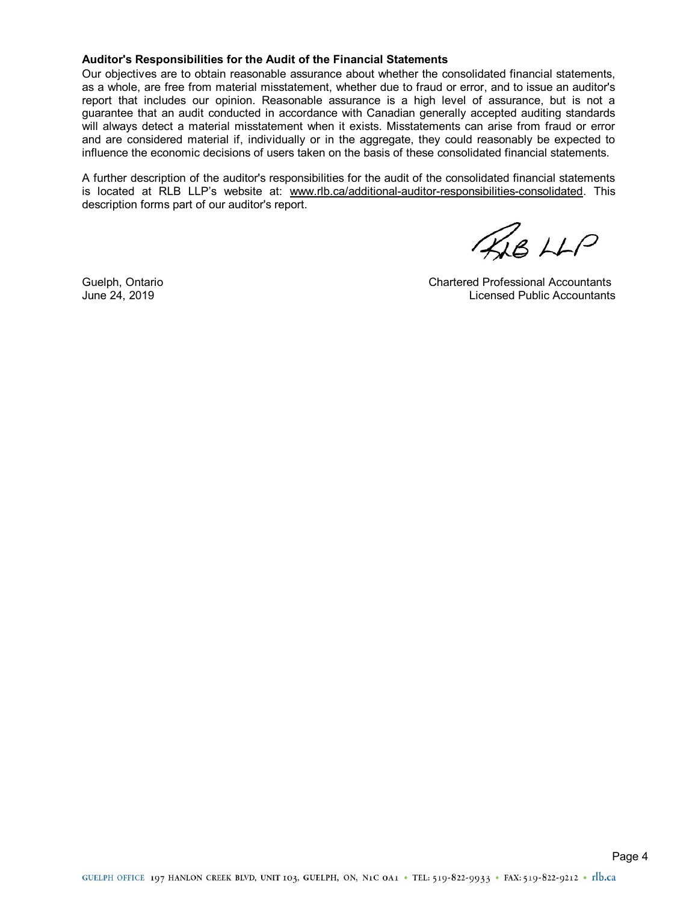**Auditor's Responsibilities for the Audit of the Financial Statements**

Our objectives are to obtain reasonable assurance about whether the consolidated financial statements, as a whole, are free from material misstatement, whether due to fraud or error, and to issue an auditor's report that includes our opinion. Reasonable assurance is a high level of assurance, but is not a guarantee that an audit conducted in accordance with Canadian generally accepted auditing standards will always detect a material misstatement when it exists. Misstatements can arise from fraud or error and are considered material if, individually or in the aggregate, they could reasonably be expected to influence the economic decisions of users taken on the basis of these consolidated financial statements.

A further description of the auditor's responsibilities for the audit of the consolidated financial statements is located at RLB LLP's website at: www.rlb.ca/additional-auditor-responsibilities-consolidated. This description forms part of our auditor's report.

RLB LLP

Guelph, Ontario
June 24, 2019

Chartered Professional Accountants
Licensed Public Accountants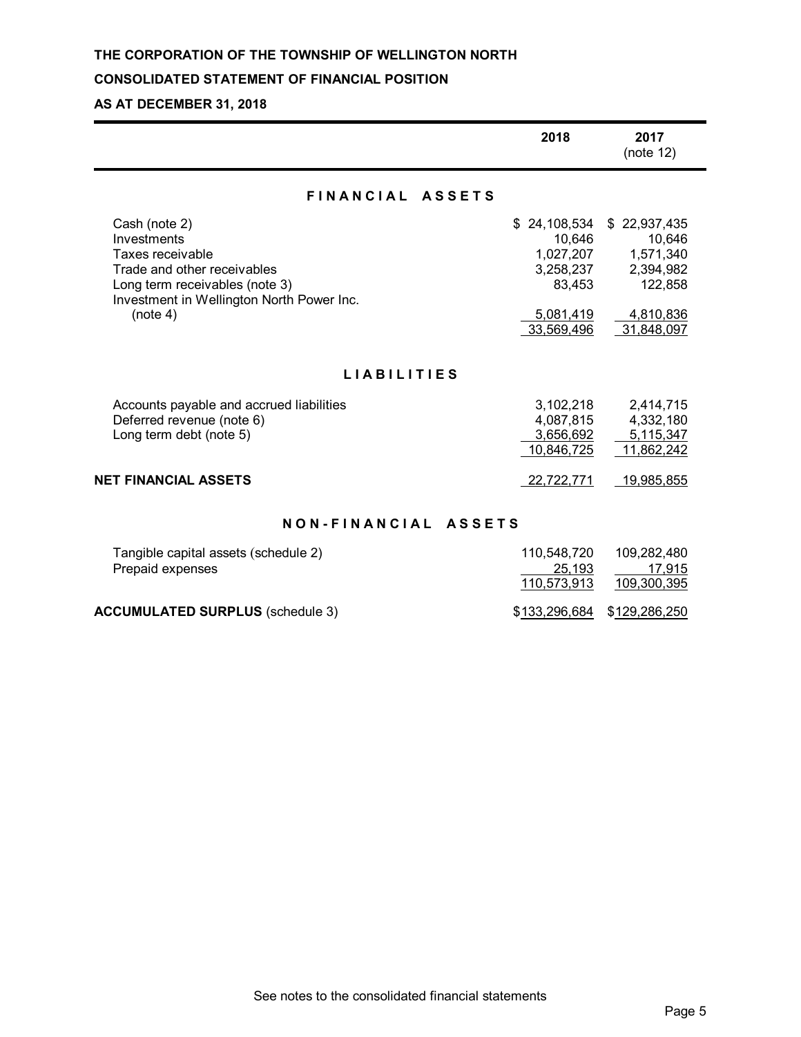**THE CORPORATION OF THE TOWNSHIP OF WELLINGTON NORTH**

**CONSOLIDATED STATEMENT OF FINANCIAL POSITION**

**AS AT DECEMBER 31, 2018**

| | 2018 | 2017 (note 12) |
|---|---|---|
| **FINANCIAL ASSETS** | | |
| Cash (note 2) | $ 24,108,534 | $ 22,937,435 |
| Investments | 10,646 | 10,646 |
| Taxes receivable | 1,027,207 | 1,571,340 |
| Trade and other receivables | 3,258,237 | 2,394,982 |
| Long term receivables (note 3) | 83,453 | 122,858 |
| Investment in Wellington North Power Inc. (note 4) | 5,081,419 | 4,810,836 |
| | 33,569,496 | 31,848,097 |
| **LIABILITIES** | | |
| Accounts payable and accrued liabilities | 3,102,218 | 2,414,715 |
| Deferred revenue (note 6) | 4,087,815 | 4,332,180 |
| Long term debt (note 5) | 3,656,692 | 5,115,347 |
| | 10,846,725 | 11,862,242 |
| **NET FINANCIAL ASSETS** | 22,722,771 | 19,985,855 |
| **NON-FINANCIAL ASSETS** | | |
| Tangible capital assets (schedule 2) | 110,548,720 | 109,282,480 |
| Prepaid expenses | 25,193 | 17,915 |
| | 110,573,913 | 109,300,395 |
| **ACCUMULATED SURPLUS** (schedule 3) | $133,296,684 | $129,286,250 |

See notes to the consolidated financial statements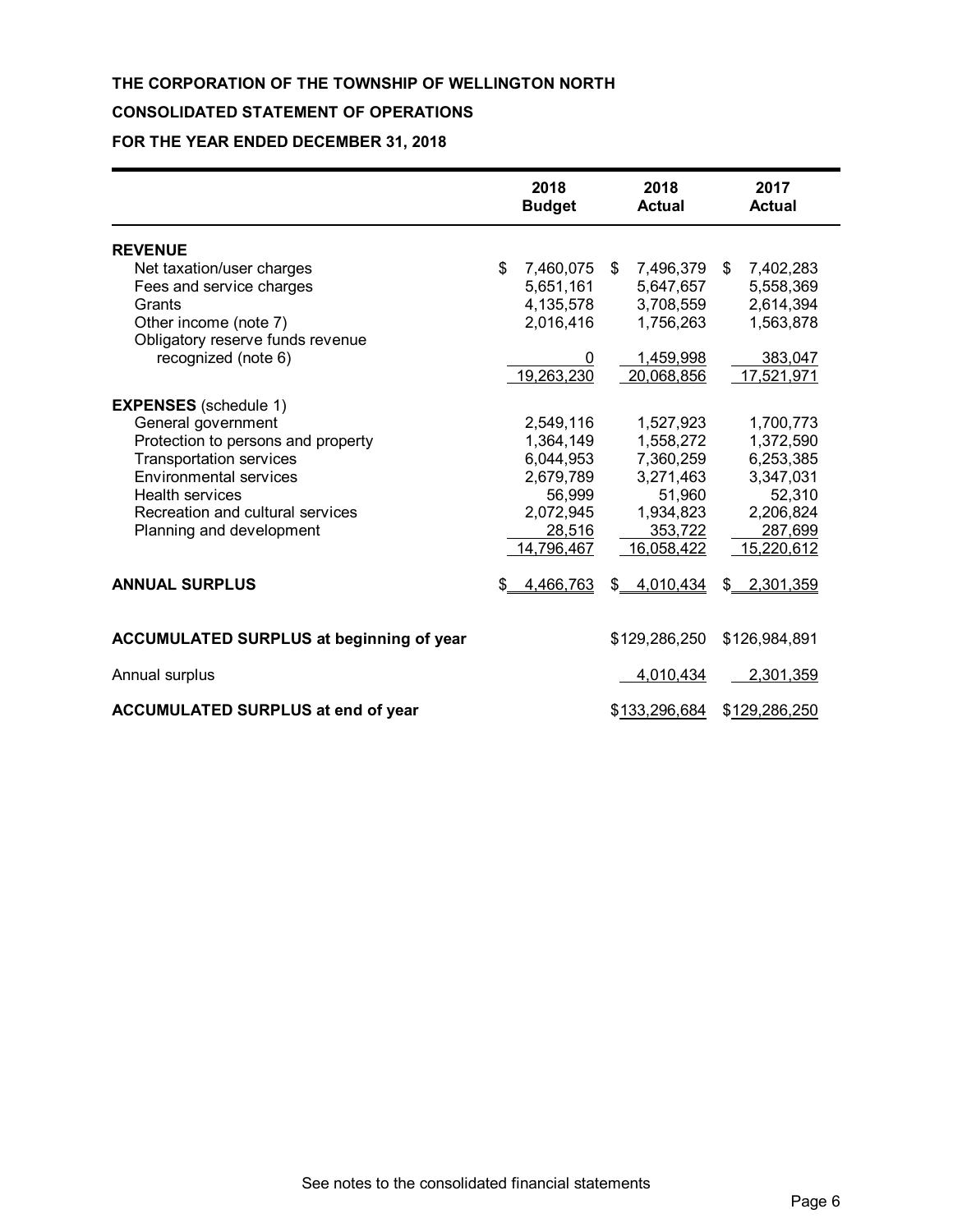**THE CORPORATION OF THE TOWNSHIP OF WELLINGTON NORTH**

**CONSOLIDATED STATEMENT OF OPERATIONS**

**FOR THE YEAR ENDED DECEMBER 31, 2018**

| | 2018 Budget | 2018 Actual | 2017 Actual |
|---|---|---|---|
| **REVENUE** | | | |
| Net taxation/user charges | $ 7,460,075 | $ 7,496,379 | $ 7,402,283 |
| Fees and service charges | 5,651,161 | 5,647,657 | 5,558,369 |
| Grants | 4,135,578 | 3,708,559 | 2,614,394 |
| Other income (note 7) | 2,016,416 | 1,756,263 | 1,563,878 |
| Obligatory reserve funds revenue recognized (note 6) | 0 | 1,459,998 | 383,047 |
| | 19,263,230 | 20,068,856 | 17,521,971 |
| **EXPENSES** (schedule 1) | | | |
| General government | 2,549,116 | 1,527,923 | 1,700,773 |
| Protection to persons and property | 1,364,149 | 1,558,272 | 1,372,590 |
| Transportation services | 6,044,953 | 7,360,259 | 6,253,385 |
| Environmental services | 2,679,789 | 3,271,463 | 3,347,031 |
| Health services | 56,999 | 51,960 | 52,310 |
| Recreation and cultural services | 2,072,945 | 1,934,823 | 2,206,824 |
| Planning and development | 28,516 | 353,722 | 287,699 |
| | 14,796,467 | 16,058,422 | 15,220,612 |
| **ANNUAL SURPLUS** | $ 4,466,763 | $ 4,010,434 | $ 2,301,359 |
| | | | |
| **ACCUMULATED SURPLUS at beginning of year** | | $129,286,250 | $126,984,891 |
| Annual surplus | | 4,010,434 | 2,301,359 |
| **ACCUMULATED SURPLUS at end of year** | | $133,296,684 | $129,286,250 |

See notes to the consolidated financial statements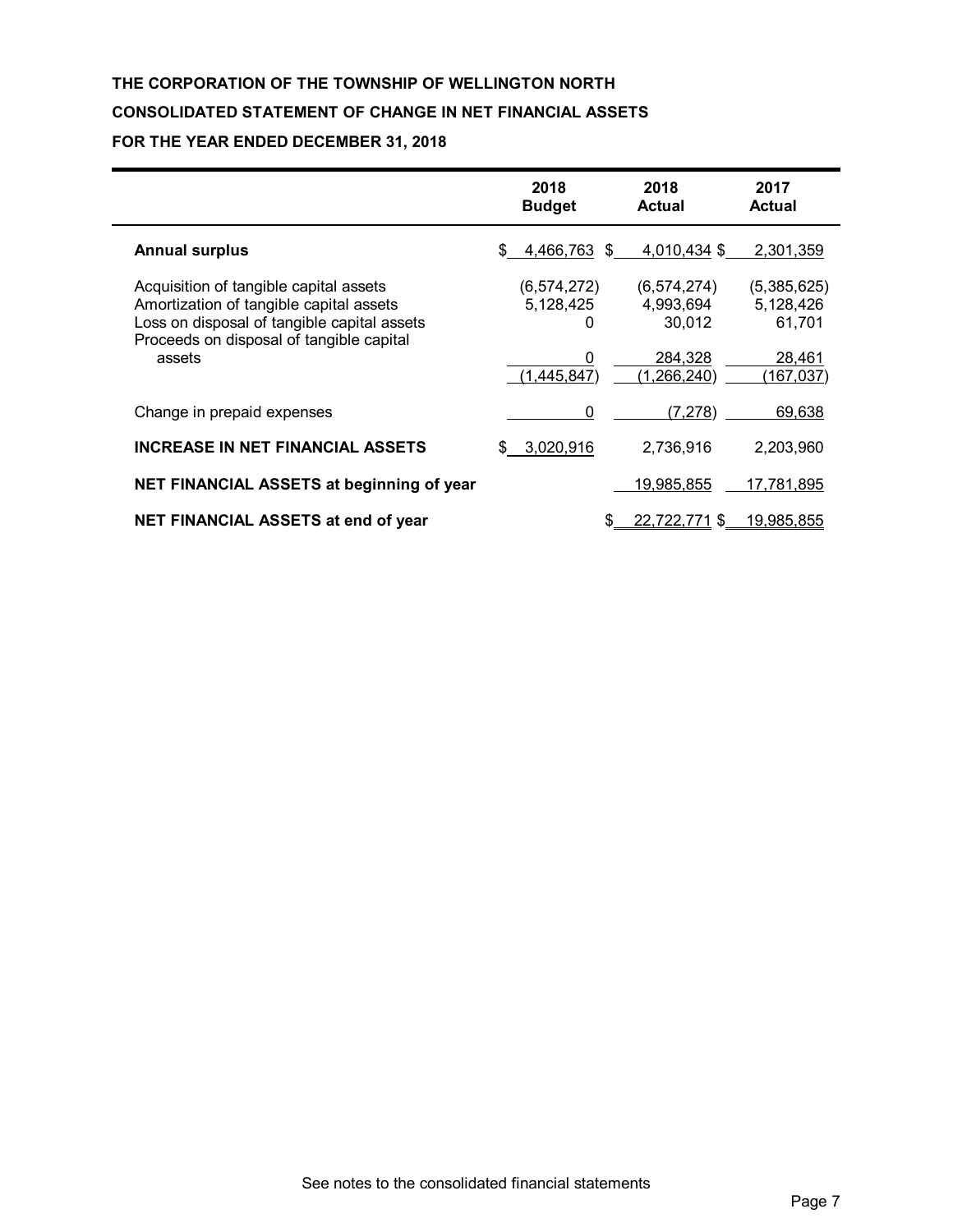**THE CORPORATION OF THE TOWNSHIP OF WELLINGTON NORTH**

**CONSOLIDATED STATEMENT OF CHANGE IN NET FINANCIAL ASSETS**

**FOR THE YEAR ENDED DECEMBER 31, 2018**

| | 2018 Budget | 2018 Actual | 2017 Actual |
|---|---|---|---|
| **Annual surplus** | $ 4,466,763 | $ 4,010,434 | $ 2,301,359 |
| Acquisition of tangible capital assets | (6,574,272) | (6,574,274) | (5,385,625) |
| Amortization of tangible capital assets | 5,128,425 | 4,993,694 | 5,128,426 |
| Loss on disposal of tangible capital assets | 0 | 30,012 | 61,701 |
| Proceeds on disposal of tangible capital assets | 0 | 284,328 | 28,461 |
| | (1,445,847) | (1,266,240) | (167,037) |
| Change in prepaid expenses | 0 | (7,278) | 69,638 |
| **INCREASE IN NET FINANCIAL ASSETS** | $ 3,020,916 | 2,736,916 | 2,203,960 |
| **NET FINANCIAL ASSETS at beginning of year** | | 19,985,855 | 17,781,895 |
| **NET FINANCIAL ASSETS at end of year** | | $ 22,722,771 | $ 19,985,855 |

See notes to the consolidated financial statements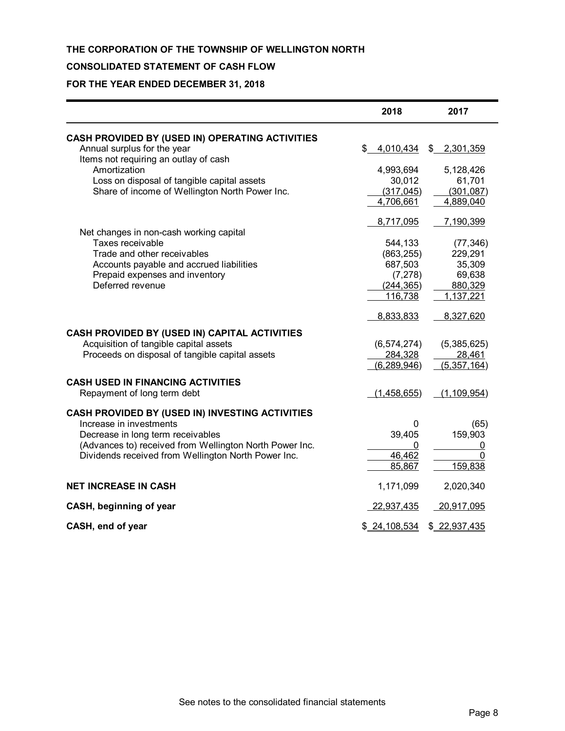**THE CORPORATION OF THE TOWNSHIP OF WELLINGTON NORTH**

**CONSOLIDATED STATEMENT OF CASH FLOW**

**FOR THE YEAR ENDED DECEMBER 31, 2018**

| | 2018 | 2017 |
|---|---|---|
| **CASH PROVIDED BY (USED IN) OPERATING ACTIVITIES** | | |
| Annual surplus for the year | $ 4,010,434 | $ 2,301,359 |
| Items not requiring an outlay of cash | | |
| Amortization | 4,993,694 | 5,128,426 |
| Loss on disposal of tangible capital assets | 30,012 | 61,701 |
| Share of income of Wellington North Power Inc. | (317,045) | (301,087) |
| | 4,706,661 | 4,889,040 |
| | 8,717,095 | 7,190,399 |
| Net changes in non-cash working capital | | |
| Taxes receivable | 544,133 | (77,346) |
| Trade and other receivables | (863,255) | 229,291 |
| Accounts payable and accrued liabilities | 687,503 | 35,309 |
| Prepaid expenses and inventory | (7,278) | 69,638 |
| Deferred revenue | (244,365) | 880,329 |
| | 116,738 | 1,137,221 |
| | 8,833,833 | 8,327,620 |
| **CASH PROVIDED BY (USED IN) CAPITAL ACTIVITIES** | | |
| Acquisition of tangible capital assets | (6,574,274) | (5,385,625) |
| Proceeds on disposal of tangible capital assets | 284,328 | 28,461 |
| | (6,289,946) | (5,357,164) |
| **CASH USED IN FINANCING ACTIVITIES** | | |
| Repayment of long term debt | (1,458,655) | (1,109,954) |
| **CASH PROVIDED BY (USED IN) INVESTING ACTIVITIES** | | |
| Increase in investments | 0 | (65) |
| Decrease in long term receivables | 39,405 | 159,903 |
| (Advances to) received from Wellington North Power Inc. | 0 | 0 |
| Dividends received from Wellington North Power Inc. | 46,462 | 0 |
| | 85,867 | 159,838 |
| **NET INCREASE IN CASH** | 1,171,099 | 2,020,340 |
| **CASH, beginning of year** | 22,937,435 | 20,917,095 |
| **CASH, end of year** | $ 24,108,534 | $ 22,937,435 |

See notes to the consolidated financial statements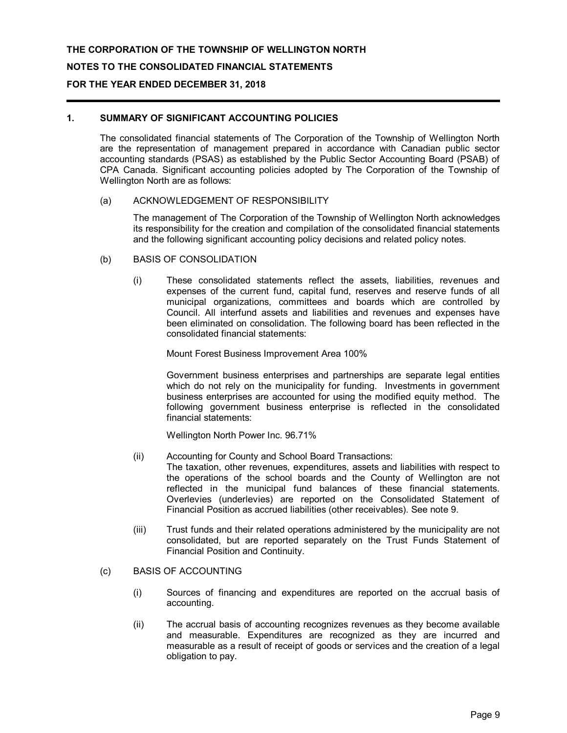**THE CORPORATION OF THE TOWNSHIP OF WELLINGTON NORTH**

**NOTES TO THE CONSOLIDATED FINANCIAL STATEMENTS**

**FOR THE YEAR ENDED DECEMBER 31, 2018**

## 1. SUMMARY OF SIGNIFICANT ACCOUNTING POLICIES

The consolidated financial statements of The Corporation of the Township of Wellington North are the representation of management prepared in accordance with Canadian public sector accounting standards (PSAS) as established by the Public Sector Accounting Board (PSAB) of CPA Canada. Significant accounting policies adopted by The Corporation of the Township of Wellington North are as follows:

(a) ACKNOWLEDGEMENT OF RESPONSIBILITY

The management of The Corporation of the Township of Wellington North acknowledges its responsibility for the creation and compilation of the consolidated financial statements and the following significant accounting policy decisions and related policy notes.

(b) BASIS OF CONSOLIDATION

(i) These consolidated statements reflect the assets, liabilities, revenues and expenses of the current fund, capital fund, reserves and reserve funds of all municipal organizations, committees and boards which are controlled by Council. All interfund assets and liabilities and revenues and expenses have been eliminated on consolidation. The following board has been reflected in the consolidated financial statements:

Mount Forest Business Improvement Area 100%

Government business enterprises and partnerships are separate legal entities which do not rely on the municipality for funding. Investments in government business enterprises are accounted for using the modified equity method. The following government business enterprise is reflected in the consolidated financial statements:

Wellington North Power Inc. 96.71%

(ii) Accounting for County and School Board Transactions:
The taxation, other revenues, expenditures, assets and liabilities with respect to the operations of the school boards and the County of Wellington are not reflected in the municipal fund balances of these financial statements. Overlevies (underlevies) are reported on the Consolidated Statement of Financial Position as accrued liabilities (other receivables). See note 9.

(iii) Trust funds and their related operations administered by the municipality are not consolidated, but are reported separately on the Trust Funds Statement of Financial Position and Continuity.

(c) BASIS OF ACCOUNTING

(i) Sources of financing and expenditures are reported on the accrual basis of accounting.

(ii) The accrual basis of accounting recognizes revenues as they become available and measurable. Expenditures are recognized as they are incurred and measurable as a result of receipt of goods or services and the creation of a legal obligation to pay.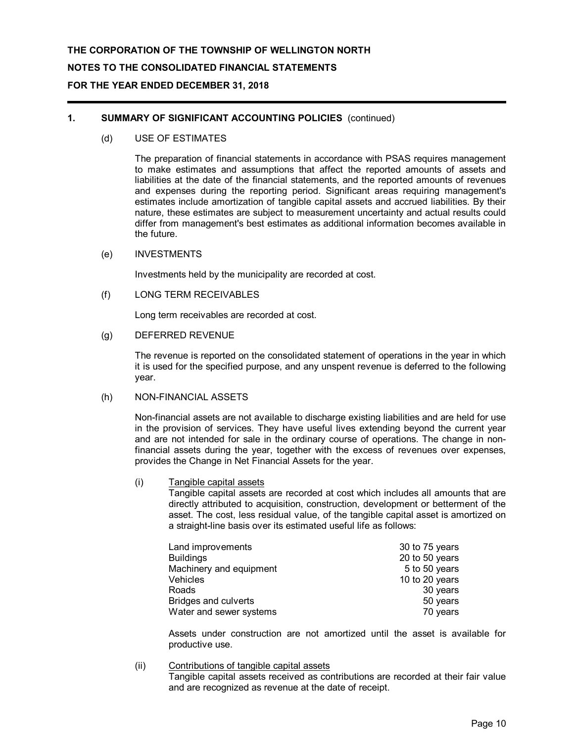**THE CORPORATION OF THE TOWNSHIP OF WELLINGTON NORTH**

**NOTES TO THE CONSOLIDATED FINANCIAL STATEMENTS**

**FOR THE YEAR ENDED DECEMBER 31, 2018**

## 1. SUMMARY OF SIGNIFICANT ACCOUNTING POLICIES (continued)

### (d) USE OF ESTIMATES

The preparation of financial statements in accordance with PSAS requires management to make estimates and assumptions that affect the reported amounts of assets and liabilities at the date of the financial statements, and the reported amounts of revenues and expenses during the reporting period. Significant areas requiring management's estimates include amortization of tangible capital assets and accrued liabilities. By their nature, these estimates are subject to measurement uncertainty and actual results could differ from management's best estimates as additional information becomes available in the future.

### (e) INVESTMENTS

Investments held by the municipality are recorded at cost.

### (f) LONG TERM RECEIVABLES

Long term receivables are recorded at cost.

### (g) DEFERRED REVENUE

The revenue is reported on the consolidated statement of operations in the year in which it is used for the specified purpose, and any unspent revenue is deferred to the following year.

### (h) NON-FINANCIAL ASSETS

Non-financial assets are not available to discharge existing liabilities and are held for use in the provision of services. They have useful lives extending beyond the current year and are not intended for sale in the ordinary course of operations. The change in non-financial assets during the year, together with the excess of revenues over expenses, provides the Change in Net Financial Assets for the year.

#### (i) Tangible capital assets

Tangible capital assets are recorded at cost which includes all amounts that are directly attributed to acquisition, construction, development or betterment of the asset. The cost, less residual value, of the tangible capital asset is amortized on a straight-line basis over its estimated useful life as follows:

| | |
|---|---|
| Land improvements | 30 to 75 years |
| Buildings | 20 to 50 years |
| Machinery and equipment | 5 to 50 years |
| Vehicles | 10 to 20 years |
| Roads | 30 years |
| Bridges and culverts | 50 years |
| Water and sewer systems | 70 years |

Assets under construction are not amortized until the asset is available for productive use.

#### (ii) Contributions of tangible capital assets

Tangible capital assets received as contributions are recorded at their fair value and are recognized as revenue at the date of receipt.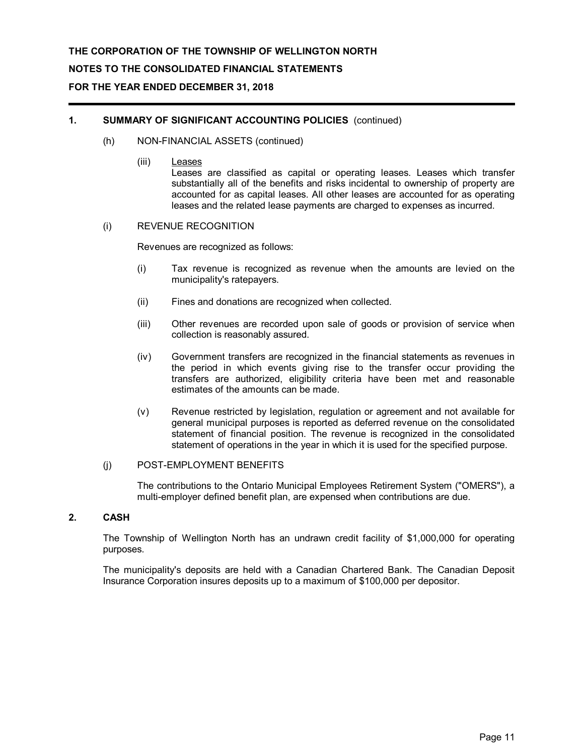**THE CORPORATION OF THE TOWNSHIP OF WELLINGTON NORTH**

**NOTES TO THE CONSOLIDATED FINANCIAL STATEMENTS**

**FOR THE YEAR ENDED DECEMBER 31, 2018**

## 1. SUMMARY OF SIGNIFICANT ACCOUNTING POLICIES (continued)

(h) NON-FINANCIAL ASSETS (continued)

(iii) Leases
Leases are classified as capital or operating leases. Leases which transfer substantially all of the benefits and risks incidental to ownership of property are accounted for as capital leases. All other leases are accounted for as operating leases and the related lease payments are charged to expenses as incurred.

(i) REVENUE RECOGNITION

Revenues are recognized as follows:

(i) Tax revenue is recognized as revenue when the amounts are levied on the municipality's ratepayers.

(ii) Fines and donations are recognized when collected.

(iii) Other revenues are recorded upon sale of goods or provision of service when collection is reasonably assured.

(iv) Government transfers are recognized in the financial statements as revenues in the period in which events giving rise to the transfer occur providing the transfers are authorized, eligibility criteria have been met and reasonable estimates of the amounts can be made.

(v) Revenue restricted by legislation, regulation or agreement and not available for general municipal purposes is reported as deferred revenue on the consolidated statement of financial position. The revenue is recognized in the consolidated statement of operations in the year in which it is used for the specified purpose.

(j) POST-EMPLOYMENT BENEFITS

The contributions to the Ontario Municipal Employees Retirement System ("OMERS"), a multi-employer defined benefit plan, are expensed when contributions are due.

## 2. CASH

The Township of Wellington North has an undrawn credit facility of $1,000,000 for operating purposes.

The municipality's deposits are held with a Canadian Chartered Bank. The Canadian Deposit Insurance Corporation insures deposits up to a maximum of $100,000 per depositor.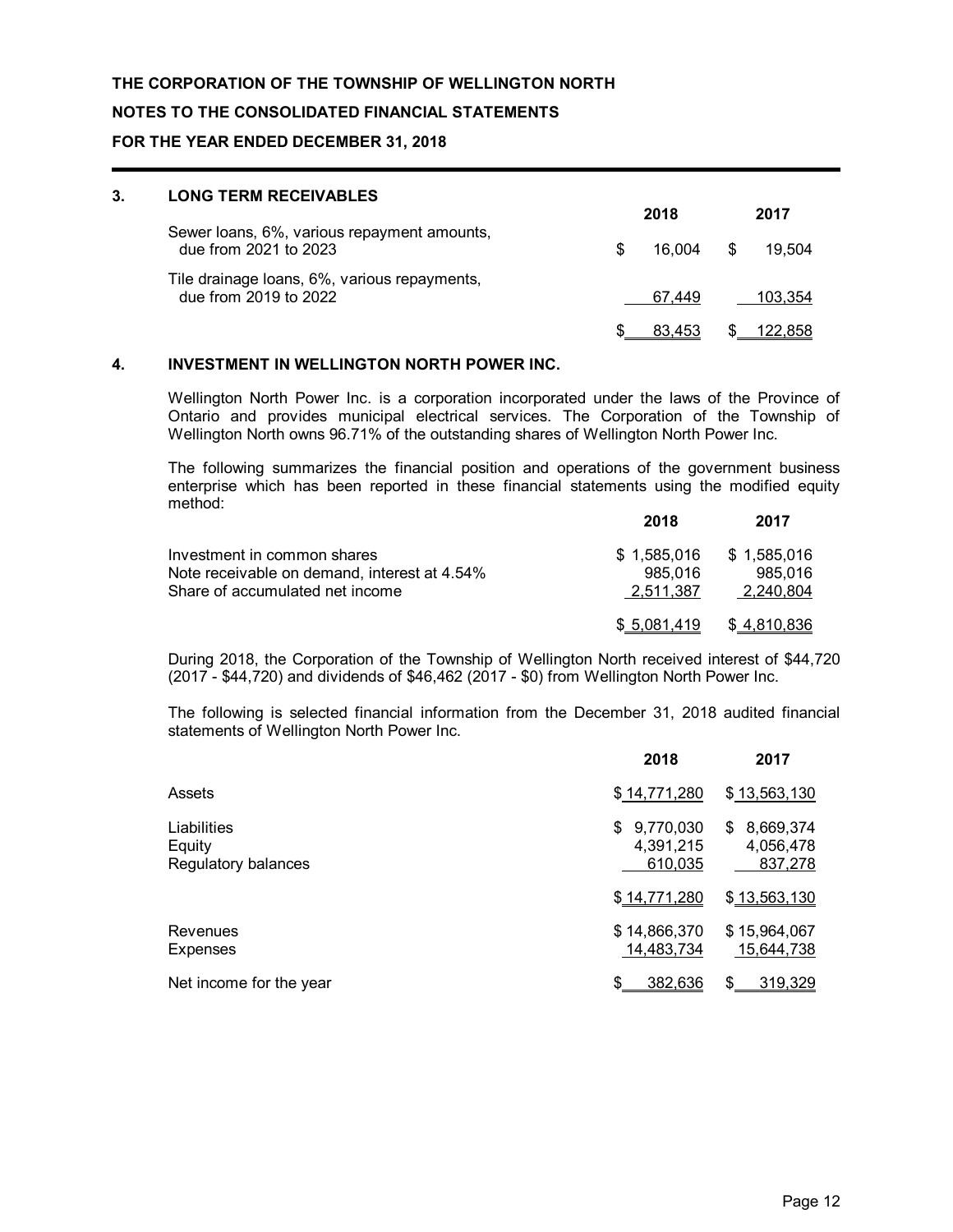**THE CORPORATION OF THE TOWNSHIP OF WELLINGTON NORTH**

**NOTES TO THE CONSOLIDATED FINANCIAL STATEMENTS**

**FOR THE YEAR ENDED DECEMBER 31, 2018**

## 3. LONG TERM RECEIVABLES

| | 2018 | 2017 |
|---|---|---|
| Sewer loans, 6%, various repayment amounts, due from 2021 to 2023 | $ 16,004 | $ 19,504 |
| Tile drainage loans, 6%, various repayments, due from 2019 to 2022 | 67,449 | 103,354 |
| | $ 83,453 | $ 122,858 |

## 4. INVESTMENT IN WELLINGTON NORTH POWER INC.

Wellington North Power Inc. is a corporation incorporated under the laws of the Province of Ontario and provides municipal electrical services. The Corporation of the Township of Wellington North owns 96.71% of the outstanding shares of Wellington North Power Inc.

The following summarizes the financial position and operations of the government business enterprise which has been reported in these financial statements using the modified equity method:

| | 2018 | 2017 |
|---|---|---|
| Investment in common shares | $ 1,585,016 | $ 1,585,016 |
| Note receivable on demand, interest at 4.54% | 985,016 | 985,016 |
| Share of accumulated net income | 2,511,387 | 2,240,804 |
| | $ 5,081,419 | $ 4,810,836 |

During 2018, the Corporation of the Township of Wellington North received interest of $44,720 (2017 - $44,720) and dividends of $46,462 (2017 - $0) from Wellington North Power Inc.

The following is selected financial information from the December 31, 2018 audited financial statements of Wellington North Power Inc.

| | 2018 | 2017 |
|---|---|---|
| Assets | $ 14,771,280 | $ 13,563,130 |
| Liabilities | $ 9,770,030 | $ 8,669,374 |
| Equity | 4,391,215 | 4,056,478 |
| Regulatory balances | 610,035 | 837,278 |
| | $ 14,771,280 | $ 13,563,130 |
| Revenues | $ 14,866,370 | $ 15,964,067 |
| Expenses | 14,483,734 | 15,644,738 |
| Net income for the year | $ 382,636 | $ 319,329 |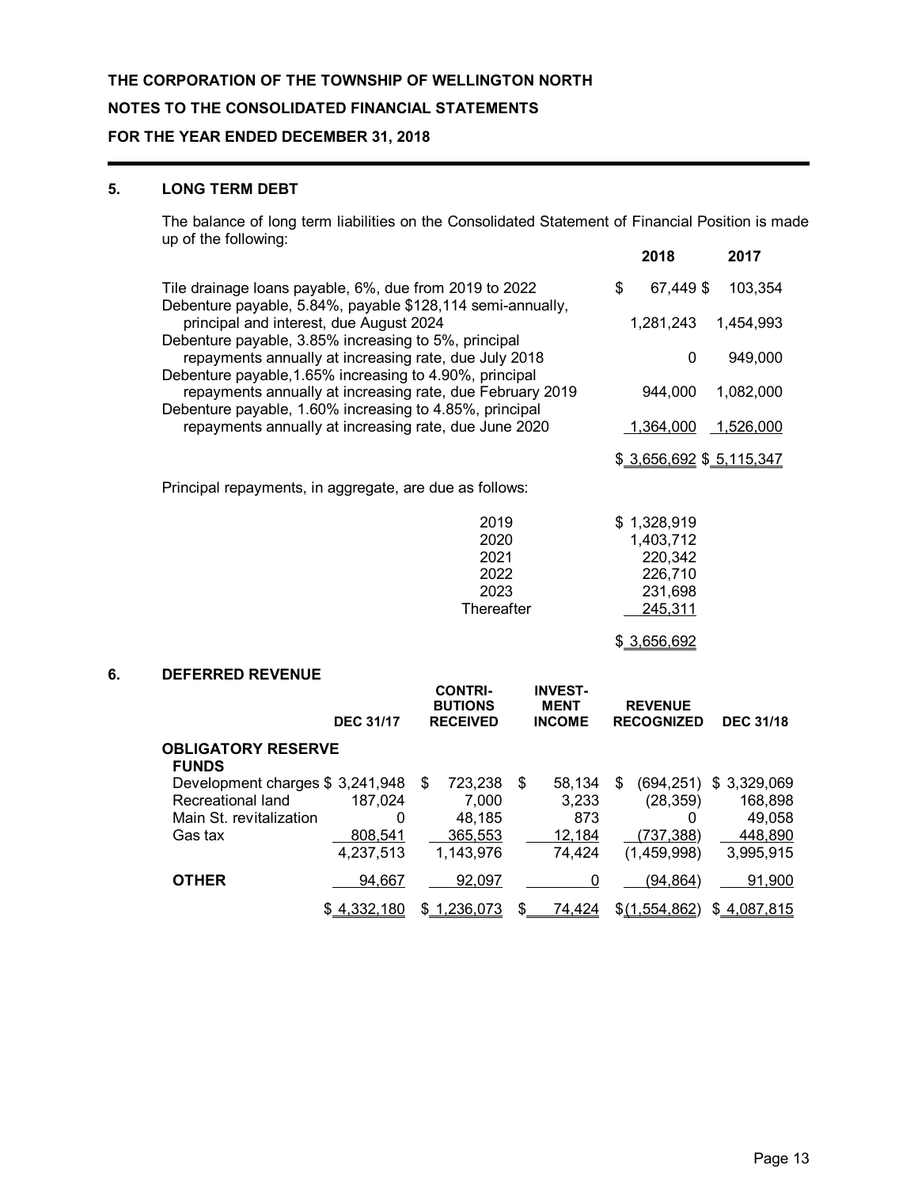**THE CORPORATION OF THE TOWNSHIP OF WELLINGTON NORTH**

**NOTES TO THE CONSOLIDATED FINANCIAL STATEMENTS**

**FOR THE YEAR ENDED DECEMBER 31, 2018**

## 5. LONG TERM DEBT

The balance of long term liabilities on the Consolidated Statement of Financial Position is made up of the following:

| | 2018 | 2017 |
|---|---|---|
| Tile drainage loans payable, 6%, due from 2019 to 2022 | $ 67,449 | $ 103,354 |
| Debenture payable, 5.84%, payable $128,114 semi-annually, principal and interest, due August 2024 | 1,281,243 | 1,454,993 |
| Debenture payable, 3.85% increasing to 5%, principal repayments annually at increasing rate, due July 2018 | 0 | 949,000 |
| Debenture payable,1.65% increasing to 4.90%, principal repayments annually at increasing rate, due February 2019 | 944,000 | 1,082,000 |
| Debenture payable, 1.60% increasing to 4.85%, principal repayments annually at increasing rate, due June 2020 | 1,364,000 | 1,526,000 |
| | $ 3,656,692 | $ 5,115,347 |

Principal repayments, in aggregate, are due as follows:

| | |
|---|---|
| 2019 | $ 1,328,919 |
| 2020 | 1,403,712 |
| 2021 | 220,342 |
| 2022 | 226,710 |
| 2023 | 231,698 |
| Thereafter | 245,311 |
| | $ 3,656,692 |

## 6. DEFERRED REVENUE

| | DEC 31/17 | CONTRI-BUTIONS RECEIVED | INVEST-MENT INCOME | REVENUE RECOGNIZED | DEC 31/18 |
|---|---|---|---|---|---|
| **OBLIGATORY RESERVE FUNDS** | | | | | |
| Development charges | $ 3,241,948 | $ 723,238 | $ 58,134 | $ (694,251) | $ 3,329,069 |
| Recreational land | 187,024 | 7,000 | 3,233 | (28,359) | 168,898 |
| Main St. revitalization | 0 | 48,185 | 873 | 0 | 49,058 |
| Gas tax | 808,541 | 365,553 | 12,184 | (737,388) | 448,890 |
| | 4,237,513 | 1,143,976 | 74,424 | (1,459,998) | 3,995,915 |
| **OTHER** | 94,667 | 92,097 | 0 | (94,864) | 91,900 |
| | $ 4,332,180 | $ 1,236,073 | $ 74,424 | $ (1,554,862) | $ 4,087,815 |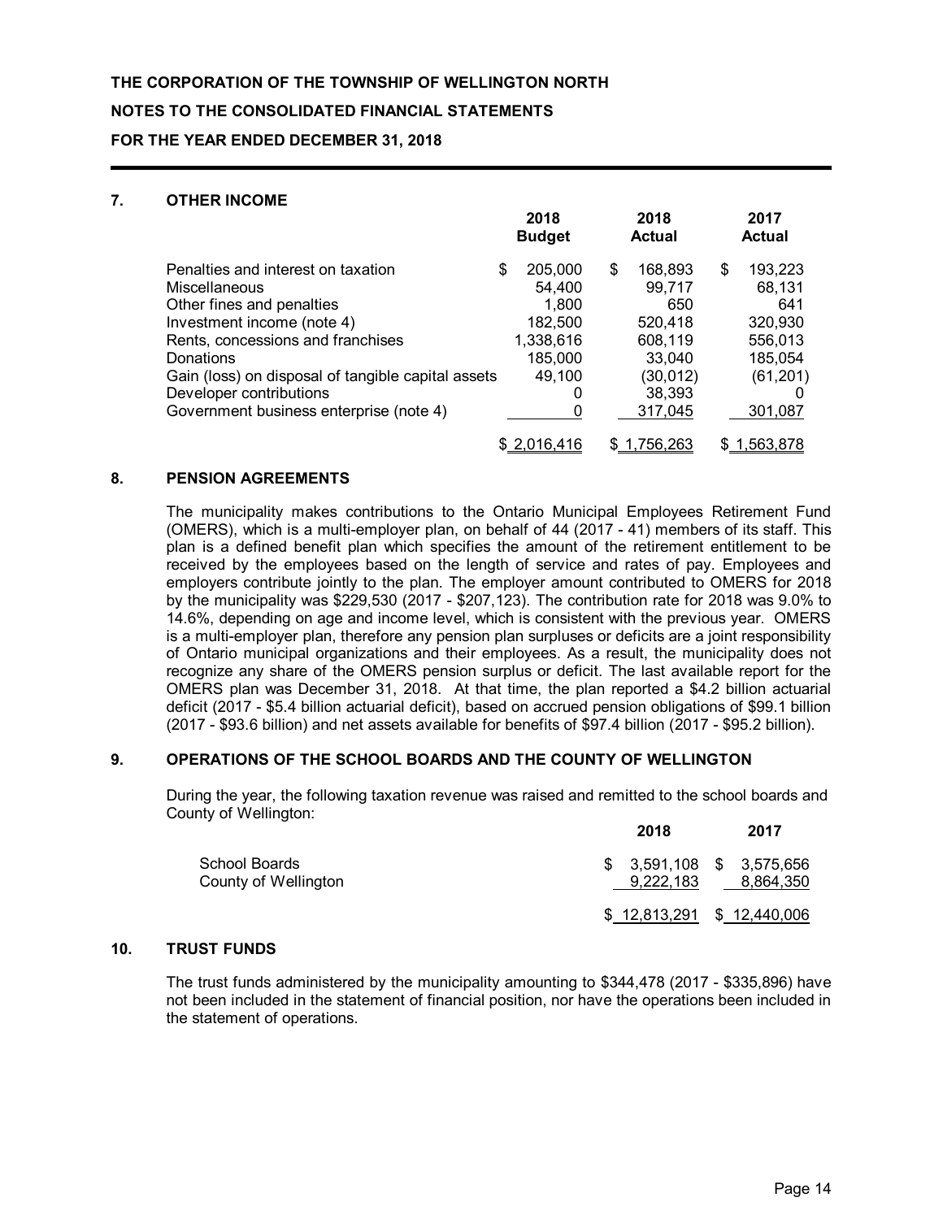**THE CORPORATION OF THE TOWNSHIP OF WELLINGTON NORTH**

**NOTES TO THE CONSOLIDATED FINANCIAL STATEMENTS**

**FOR THE YEAR ENDED DECEMBER 31, 2018**

## 7. OTHER INCOME

| | 2018 Budget | 2018 Actual | 2017 Actual |
|---|---|---|---|
| Penalties and interest on taxation | $ 205,000 | $ 168,893 | $ 193,223 |
| Miscellaneous | 54,400 | 99,717 | 68,131 |
| Other fines and penalties | 1,800 | 650 | 641 |
| Investment income (note 4) | 182,500 | 520,418 | 320,930 |
| Rents, concessions and franchises | 1,338,616 | 608,119 | 556,013 |
| Donations | 185,000 | 33,040 | 185,054 |
| Gain (loss) on disposal of tangible capital assets | 49,100 | (30,012) | (61,201) |
| Developer contributions | 0 | 38,393 | 0 |
| Government business enterprise (note 4) | 0 | 317,045 | 301,087 |
| | $ 2,016,416 | $ 1,756,263 | $ 1,563,878 |

## 8. PENSION AGREEMENTS

The municipality makes contributions to the Ontario Municipal Employees Retirement Fund (OMERS), which is a multi-employer plan, on behalf of 44 (2017 - 41) members of its staff. This plan is a defined benefit plan which specifies the amount of the retirement entitlement to be received by the employees based on the length of service and rates of pay. Employees and employers contribute jointly to the plan. The employer amount contributed to OMERS for 2018 by the municipality was $229,530 (2017 - $207,123). The contribution rate for 2018 was 9.0% to 14.6%, depending on age and income level, which is consistent with the previous year. OMERS is a multi-employer plan, therefore any pension plan surpluses or deficits are a joint responsibility of Ontario municipal organizations and their employees. As a result, the municipality does not recognize any share of the OMERS pension surplus or deficit. The last available report for the OMERS plan was December 31, 2018. At that time, the plan reported a $4.2 billion actuarial deficit (2017 - $5.4 billion actuarial deficit), based on accrued pension obligations of $99.1 billion (2017 - $93.6 billion) and net assets available for benefits of $97.4 billion (2017 - $95.2 billion).

## 9. OPERATIONS OF THE SCHOOL BOARDS AND THE COUNTY OF WELLINGTON

During the year, the following taxation revenue was raised and remitted to the school boards and County of Wellington:

| | 2018 | 2017 |
|---|---|---|
| School Boards | $ 3,591,108 | $ 3,575,656 |
| County of Wellington | 9,222,183 | 8,864,350 |
| | $ 12,813,291 | $ 12,440,006 |

## 10. TRUST FUNDS

The trust funds administered by the municipality amounting to $344,478 (2017 - $335,896) have not been included in the statement of financial position, nor have the operations been included in the statement of operations.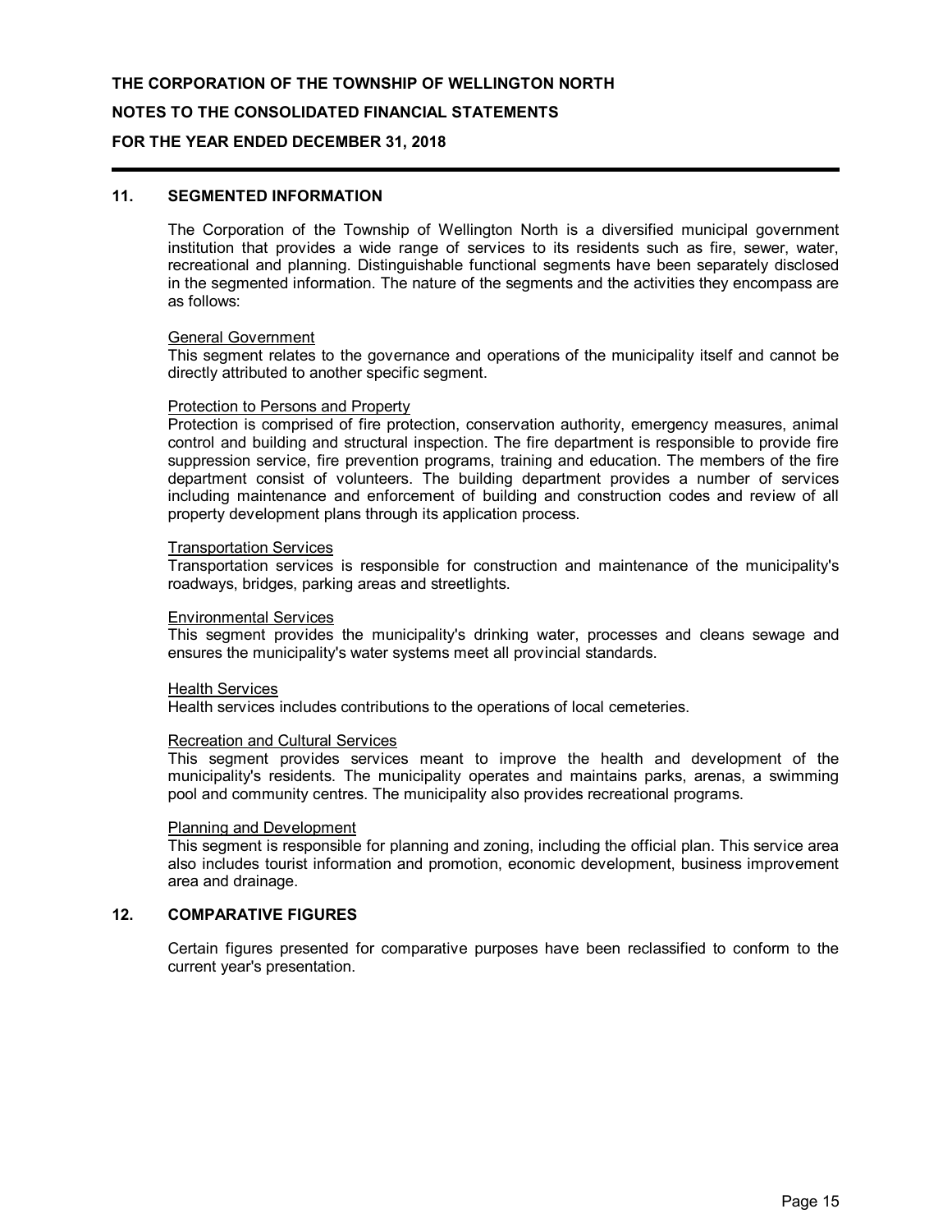## 11. SEGMENTED INFORMATION

The Corporation of the Township of Wellington North is a diversified municipal government institution that provides a wide range of services to its residents such as fire, sewer, water, recreational and planning. Distinguishable functional segments have been separately disclosed in the segmented information. The nature of the segments and the activities they encompass are as follows:

### General Government

This segment relates to the governance and operations of the municipality itself and cannot be directly attributed to another specific segment.

### Protection to Persons and Property

Protection is comprised of fire protection, conservation authority, emergency measures, animal control and building and structural inspection. The fire department is responsible to provide fire suppression service, fire prevention programs, training and education. The members of the fire department consist of volunteers. The building department provides a number of services including maintenance and enforcement of building and construction codes and review of all property development plans through its application process.

### Transportation Services

Transportation services is responsible for construction and maintenance of the municipality's roadways, bridges, parking areas and streetlights.

### Environmental Services

This segment provides the municipality's drinking water, processes and cleans sewage and ensures the municipality's water systems meet all provincial standards.

### Health Services

Health services includes contributions to the operations of local cemeteries.

### Recreation and Cultural Services

This segment provides services meant to improve the health and development of the municipality's residents. The municipality operates and maintains parks, arenas, a swimming pool and community centres. The municipality also provides recreational programs.

### Planning and Development

This segment is responsible for planning and zoning, including the official plan. This service area also includes tourist information and promotion, economic development, business improvement area and drainage.

## 12. COMPARATIVE FIGURES

Certain figures presented for comparative purposes have been reclassified to conform to the current year's presentation.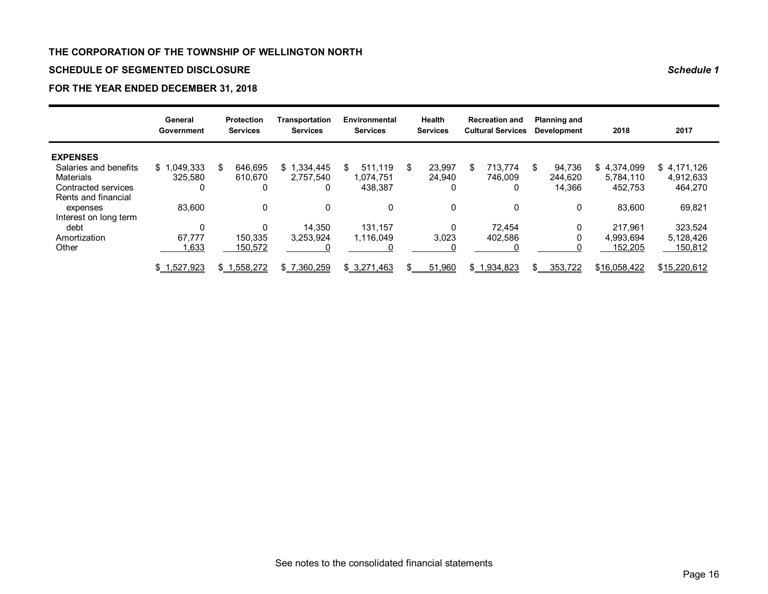**THE CORPORATION OF THE TOWNSHIP OF WELLINGTON NORTH**

**SCHEDULE OF SEGMENTED DISCLOSURE** ***Schedule 1***

**FOR THE YEAR ENDED DECEMBER 31, 2018**

| | General Government | Protection Services | Transportation Services | Environmental Services | Health Services | Recreation and Cultural Services | Planning and Development | 2018 | 2017 |
|---|---|---|---|---|---|---|---|---|---|
| **EXPENSES** | | | | | | | | | |
| Salaries and benefits | $ 1,049,333 | $ 646,695 | $ 1,334,445 | $ 511,119 | $ 23,997 | $ 713,774 | $ 94,736 | $ 4,374,099 | $ 4,171,126 |
| Materials | 325,580 | 610,670 | 2,757,540 | 1,074,751 | 24,940 | 746,009 | 244,620 | 5,784,110 | 4,912,633 |
| Contracted services | 0 | 0 | 0 | 438,387 | 0 | 0 | 14,366 | 452,753 | 464,270 |
| Rents and financial expenses | 83,600 | 0 | 0 | 0 | 0 | 0 | 0 | 83,600 | 69,821 |
| Interest on long term debt | 0 | 0 | 14,350 | 131,157 | 0 | 72,454 | 0 | 217,961 | 323,524 |
| Amortization | 67,777 | 150,335 | 3,253,924 | 1,116,049 | 3,023 | 402,586 | 0 | 4,993,694 | 5,128,426 |
| Other | 1,633 | 150,572 | 0 | 0 | 0 | 0 | 0 | 152,205 | 150,812 |
| | $ 1,527,923 | $ 1,558,272 | $ 7,360,259 | $ 3,271,463 | $ 51,960 | $ 1,934,823 | $ 353,722 | $16,058,422 | $15,220,612 |

See notes to the consolidated financial statements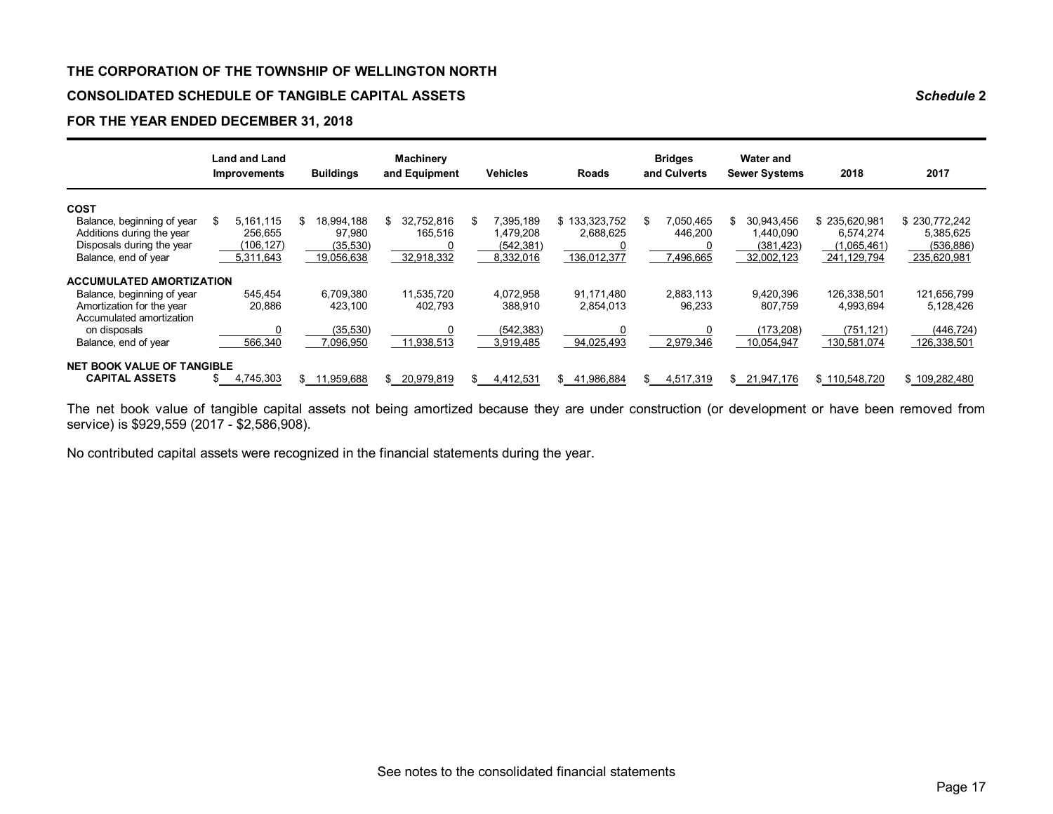**THE CORPORATION OF THE TOWNSHIP OF WELLINGTON NORTH**

**CONSOLIDATED SCHEDULE OF TANGIBLE CAPITAL ASSETS** *Schedule* **2**

**FOR THE YEAR ENDED DECEMBER 31, 2018**

| | Land and Land Improvements | Buildings | Machinery and Equipment | Vehicles | Roads | Bridges and Culverts | Water and Sewer Systems | 2018 | 2017 |
|---|---|---|---|---|---|---|---|---|---|
| **COST** | | | | | | | | | |
| Balance, beginning of year | $ 5,161,115 | $ 18,994,188 | $ 32,752,816 | $ 7,395,189 | $ 133,323,752 | $ 7,050,465 | $ 30,943,456 | $ 235,620,981 | $ 230,772,242 |
| Additions during the year | 256,655 | 97,980 | 165,516 | 1,479,208 | 2,688,625 | 446,200 | 1,440,090 | 6,574,274 | 5,385,625 |
| Disposals during the year | (106,127) | (35,530) | 0 | (542,381) | 0 | 0 | (381,423) | (1,065,461) | (536,886) |
| Balance, end of year | 5,311,643 | 19,056,638 | 32,918,332 | 8,332,016 | 136,012,377 | 7,496,665 | 32,002,123 | 241,129,794 | 235,620,981 |
| **ACCUMULATED AMORTIZATION** | | | | | | | | | |
| Balance, beginning of year | 545,454 | 6,709,380 | 11,535,720 | 4,072,958 | 91,171,480 | 2,883,113 | 9,420,396 | 126,338,501 | 121,656,799 |
| Amortization for the year | 20,886 | 423,100 | 402,793 | 388,910 | 2,854,013 | 96,233 | 807,759 | 4,993,694 | 5,128,426 |
| Accumulated amortization on disposals | 0 | (35,530) | 0 | (542,383) | 0 | 0 | (173,208) | (751,121) | (446,724) |
| Balance, end of year | 566,340 | 7,096,950 | 11,938,513 | 3,919,485 | 94,025,493 | 2,979,346 | 10,054,947 | 130,581,074 | 126,338,501 |
| **NET BOOK VALUE OF TANGIBLE CAPITAL ASSETS** | $ 4,745,303 | $ 11,959,688 | $ 20,979,819 | $ 4,412,531 | $ 41,986,884 | $ 4,517,319 | $ 21,947,176 | $ 110,548,720 | $ 109,282,480 |

The net book value of tangible capital assets not being amortized because they are under construction (or development or have been removed from service) is $929,559 (2017 - $2,586,908).

No contributed capital assets were recognized in the financial statements during the year.

See notes to the consolidated financial statements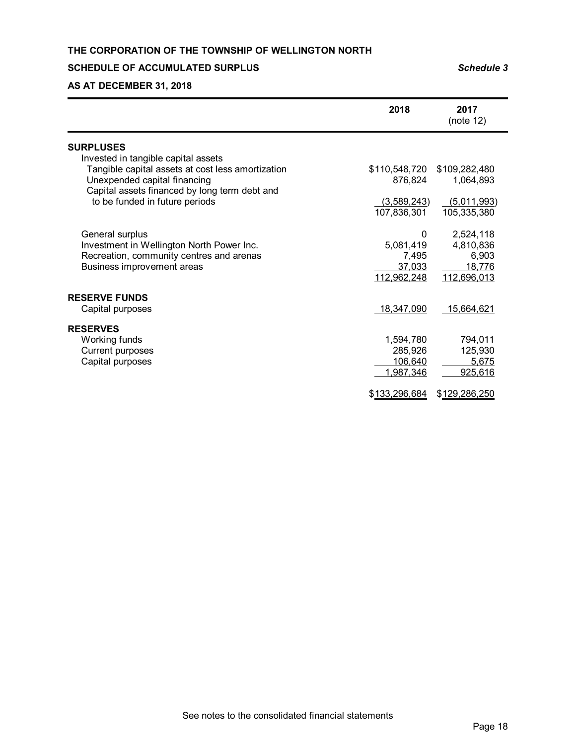**THE CORPORATION OF THE TOWNSHIP OF WELLINGTON NORTH**

**SCHEDULE OF ACCUMULATED SURPLUS** ***Schedule 3***

**AS AT DECEMBER 31, 2018**

| | 2018 | 2017 (note 12) |
|---|---|---|
| **SURPLUSES** | | |
| Invested in tangible capital assets | | |
| Tangible capital assets at cost less amortization | $110,548,720 | $109,282,480 |
| Unexpended capital financing | 876,824 | 1,064,893 |
| Capital assets financed by long term debt and to be funded in future periods | (3,589,243) | (5,011,993) |
| | 107,836,301 | 105,335,380 |
| General surplus | 0 | 2,524,118 |
| Investment in Wellington North Power Inc. | 5,081,419 | 4,810,836 |
| Recreation, community centres and arenas | 7,495 | 6,903 |
| Business improvement areas | 37,033 | 18,776 |
| | 112,962,248 | 112,696,013 |
| **RESERVE FUNDS** | | |
| Capital purposes | 18,347,090 | 15,664,621 |
| **RESERVES** | | |
| Working funds | 1,594,780 | 794,011 |
| Current purposes | 285,926 | 125,930 |
| Capital purposes | 106,640 | 5,675 |
| | 1,987,346 | 925,616 |
| | $133,296,684 | $129,286,250 |

See notes to the consolidated financial statements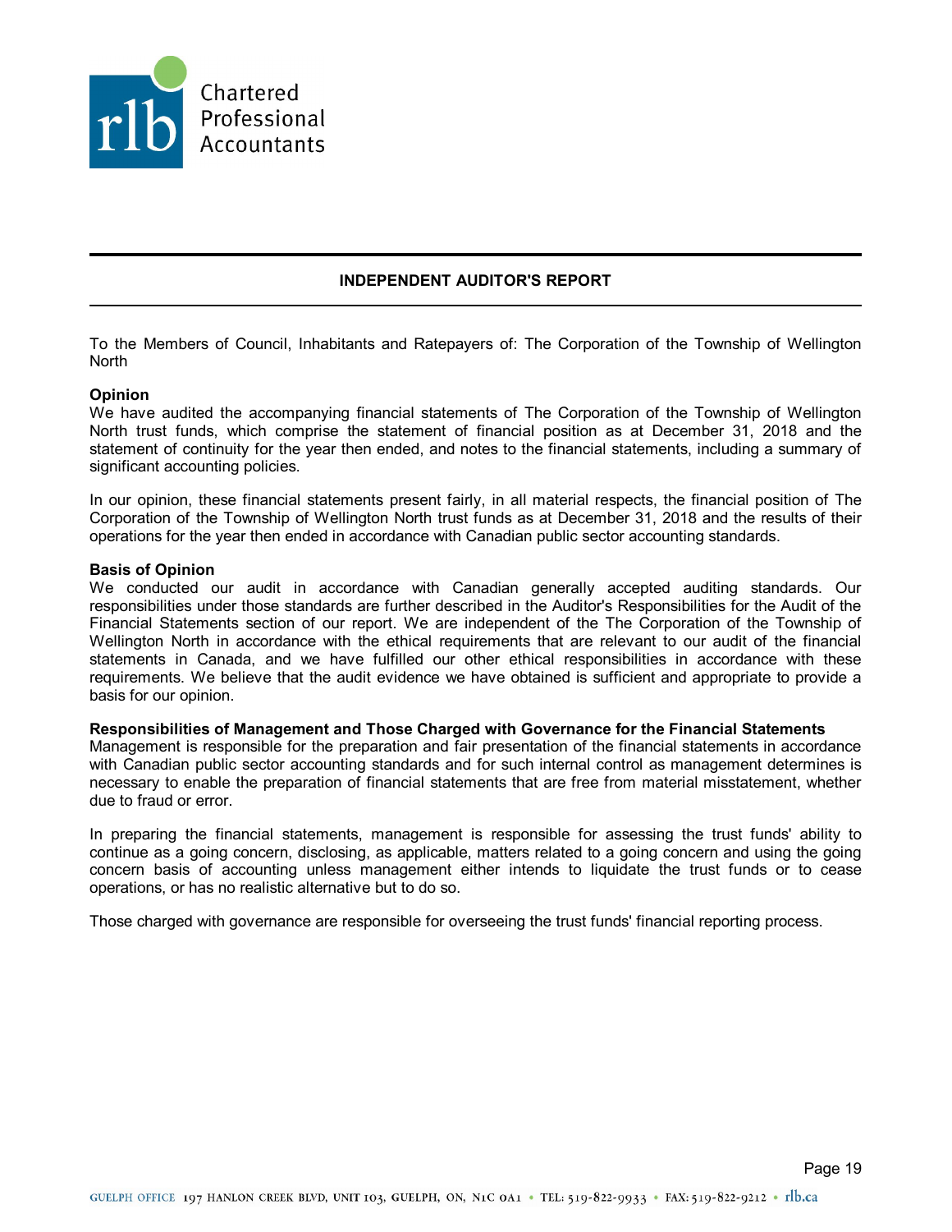Chartered Professional Accountants

## INDEPENDENT AUDITOR'S REPORT

To the Members of Council, Inhabitants and Ratepayers of: The Corporation of the Township of Wellington North

**Opinion**

We have audited the accompanying financial statements of The Corporation of the Township of Wellington North trust funds, which comprise the statement of financial position as at December 31, 2018 and the statement of continuity for the year then ended, and notes to the financial statements, including a summary of significant accounting policies.

In our opinion, these financial statements present fairly, in all material respects, the financial position of The Corporation of the Township of Wellington North trust funds as at December 31, 2018 and the results of their operations for the year then ended in accordance with Canadian public sector accounting standards.

**Basis of Opinion**

We conducted our audit in accordance with Canadian generally accepted auditing standards. Our responsibilities under those standards are further described in the Auditor's Responsibilities for the Audit of the Financial Statements section of our report. We are independent of the The Corporation of the Township of Wellington North in accordance with the ethical requirements that are relevant to our audit of the financial statements in Canada, and we have fulfilled our other ethical responsibilities in accordance with these requirements. We believe that the audit evidence we have obtained is sufficient and appropriate to provide a basis for our opinion.

**Responsibilities of Management and Those Charged with Governance for the Financial Statements**

Management is responsible for the preparation and fair presentation of the financial statements in accordance with Canadian public sector accounting standards and for such internal control as management determines is necessary to enable the preparation of financial statements that are free from material misstatement, whether due to fraud or error.

In preparing the financial statements, management is responsible for assessing the trust funds' ability to continue as a going concern, disclosing, as applicable, matters related to a going concern and using the going concern basis of accounting unless management either intends to liquidate the trust funds or to cease operations, or has no realistic alternative but to do so.

Those charged with governance are responsible for overseeing the trust funds' financial reporting process.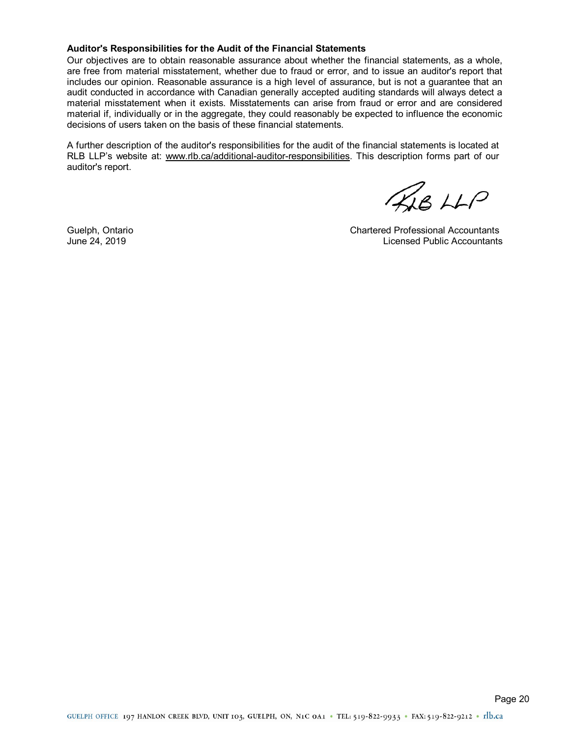**Auditor's Responsibilities for the Audit of the Financial Statements**

Our objectives are to obtain reasonable assurance about whether the financial statements, as a whole, are free from material misstatement, whether due to fraud or error, and to issue an auditor's report that includes our opinion. Reasonable assurance is a high level of assurance, but is not a guarantee that an audit conducted in accordance with Canadian generally accepted auditing standards will always detect a material misstatement when it exists. Misstatements can arise from fraud or error and are considered material if, individually or in the aggregate, they could reasonably be expected to influence the economic decisions of users taken on the basis of these financial statements.

A further description of the auditor's responsibilities for the audit of the financial statements is located at RLB LLP's website at: www.rlb.ca/additional-auditor-responsibilities. This description forms part of our auditor's report.

RLB LLP

Guelph, Ontario
June 24, 2019

Chartered Professional Accountants
Licensed Public Accountants

GUELPH OFFICE 197 HANLON CREEK BLVD, UNIT 103, GUELPH, ON, N1C 0A1 • TEL: 519-822-9933 • FAX: 519-822-9212 • rlb.ca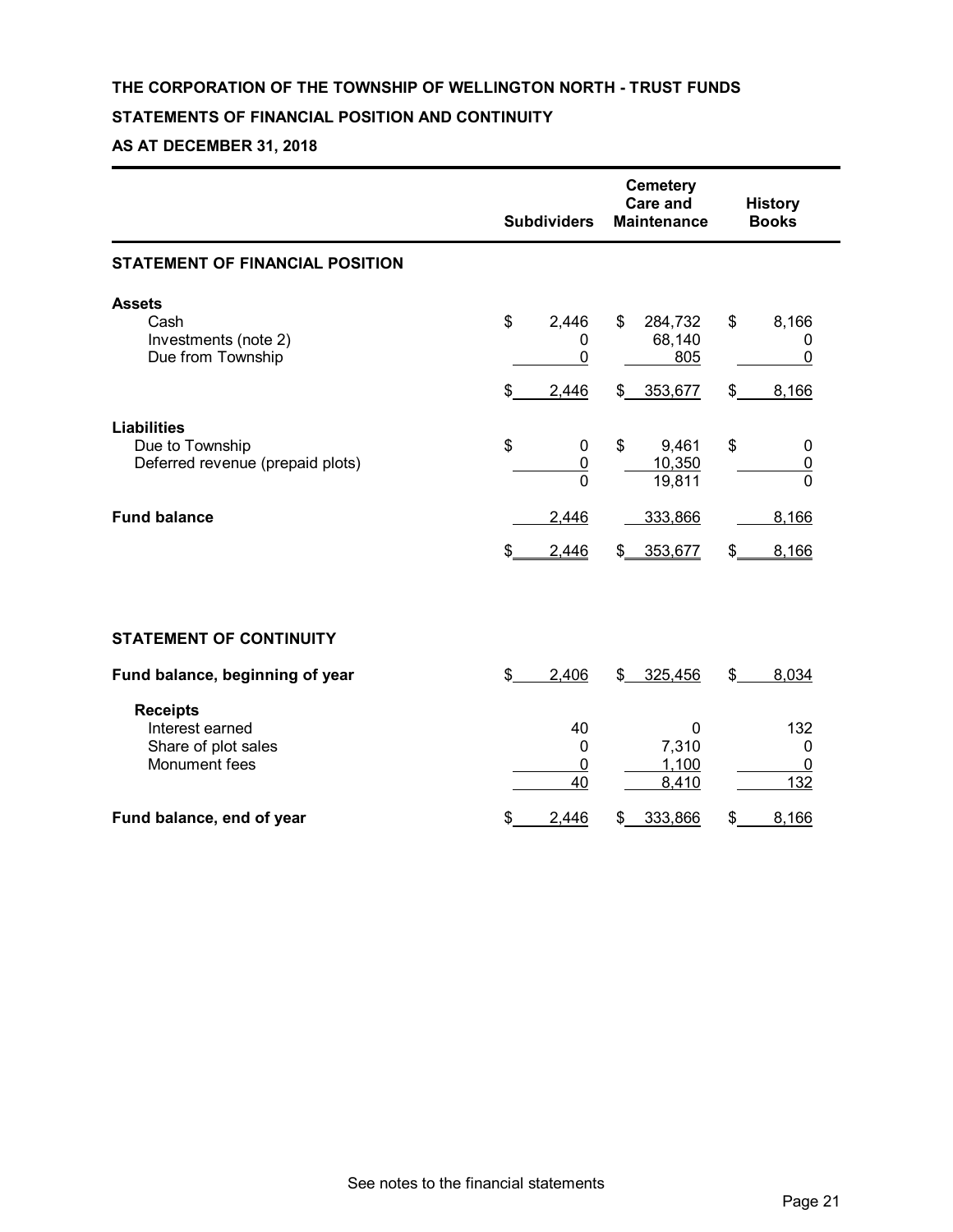**THE CORPORATION OF THE TOWNSHIP OF WELLINGTON NORTH - TRUST FUNDS**

**STATEMENTS OF FINANCIAL POSITION AND CONTINUITY**

**AS AT DECEMBER 31, 2018**

| | Subdividers | Cemetery Care and Maintenance | History Books |
|---|---|---|---|
| **STATEMENT OF FINANCIAL POSITION** | | | |
| **Assets** | | | |
| Cash | $ 2,446 | $ 284,732 | $ 8,166 |
| Investments (note 2) | 0 | 68,140 | 0 |
| Due from Township | 0 | 805 | 0 |
| | $ 2,446 | $ 353,677 | $ 8,166 |
| **Liabilities** | | | |
| Due to Township | $ 0 | $ 9,461 | $ 0 |
| Deferred revenue (prepaid plots) | 0 | 10,350 | 0 |
| | 0 | 19,811 | 0 |
| **Fund balance** | 2,446 | 333,866 | 8,166 |
| | $ 2,446 | $ 353,677 | $ 8,166 |
| **STATEMENT OF CONTINUITY** | | | |
| **Fund balance, beginning of year** | $ 2,406 | $ 325,456 | $ 8,034 |
| **Receipts** | | | |
| Interest earned | 40 | 0 | 132 |
| Share of plot sales | 0 | 7,310 | 0 |
| Monument fees | 0 | 1,100 | 0 |
| | 40 | 8,410 | 132 |
| **Fund balance, end of year** | $ 2,446 | $ 333,866 | $ 8,166 |

See notes to the financial statements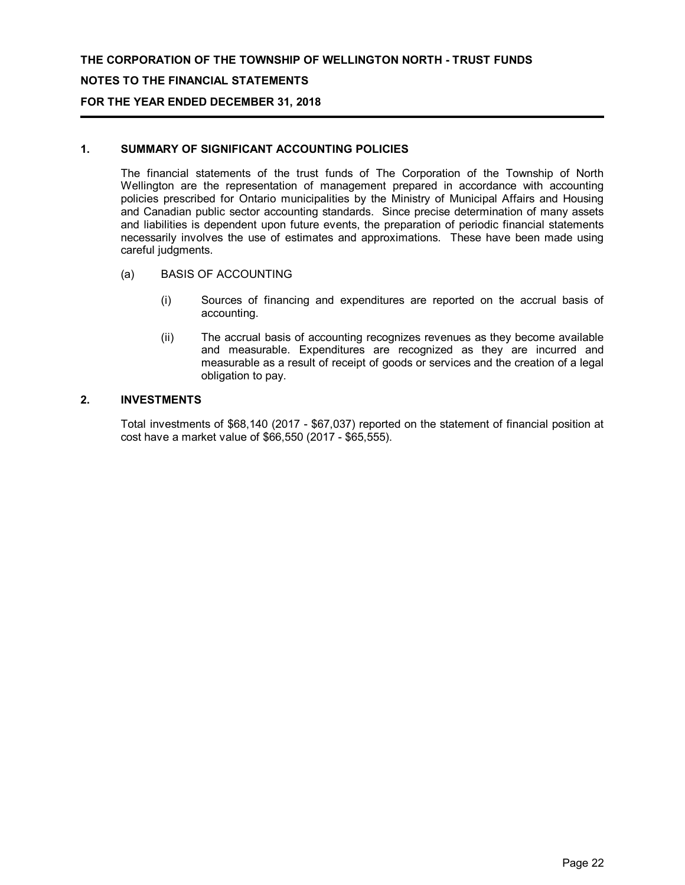**THE CORPORATION OF THE TOWNSHIP OF WELLINGTON NORTH - TRUST FUNDS**

**NOTES TO THE FINANCIAL STATEMENTS**

**FOR THE YEAR ENDED DECEMBER 31, 2018**

## 1. SUMMARY OF SIGNIFICANT ACCOUNTING POLICIES

The financial statements of the trust funds of The Corporation of the Township of North Wellington are the representation of management prepared in accordance with accounting policies prescribed for Ontario municipalities by the Ministry of Municipal Affairs and Housing and Canadian public sector accounting standards. Since precise determination of many assets and liabilities is dependent upon future events, the preparation of periodic financial statements necessarily involves the use of estimates and approximations. These have been made using careful judgments.

(a) BASIS OF ACCOUNTING

(i) Sources of financing and expenditures are reported on the accrual basis of accounting.

(ii) The accrual basis of accounting recognizes revenues as they become available and measurable. Expenditures are recognized as they are incurred and measurable as a result of receipt of goods or services and the creation of a legal obligation to pay.

## 2. INVESTMENTS

Total investments of $68,140 (2017 - $67,037) reported on the statement of financial position at cost have a market value of $66,550 (2017 - $65,555).